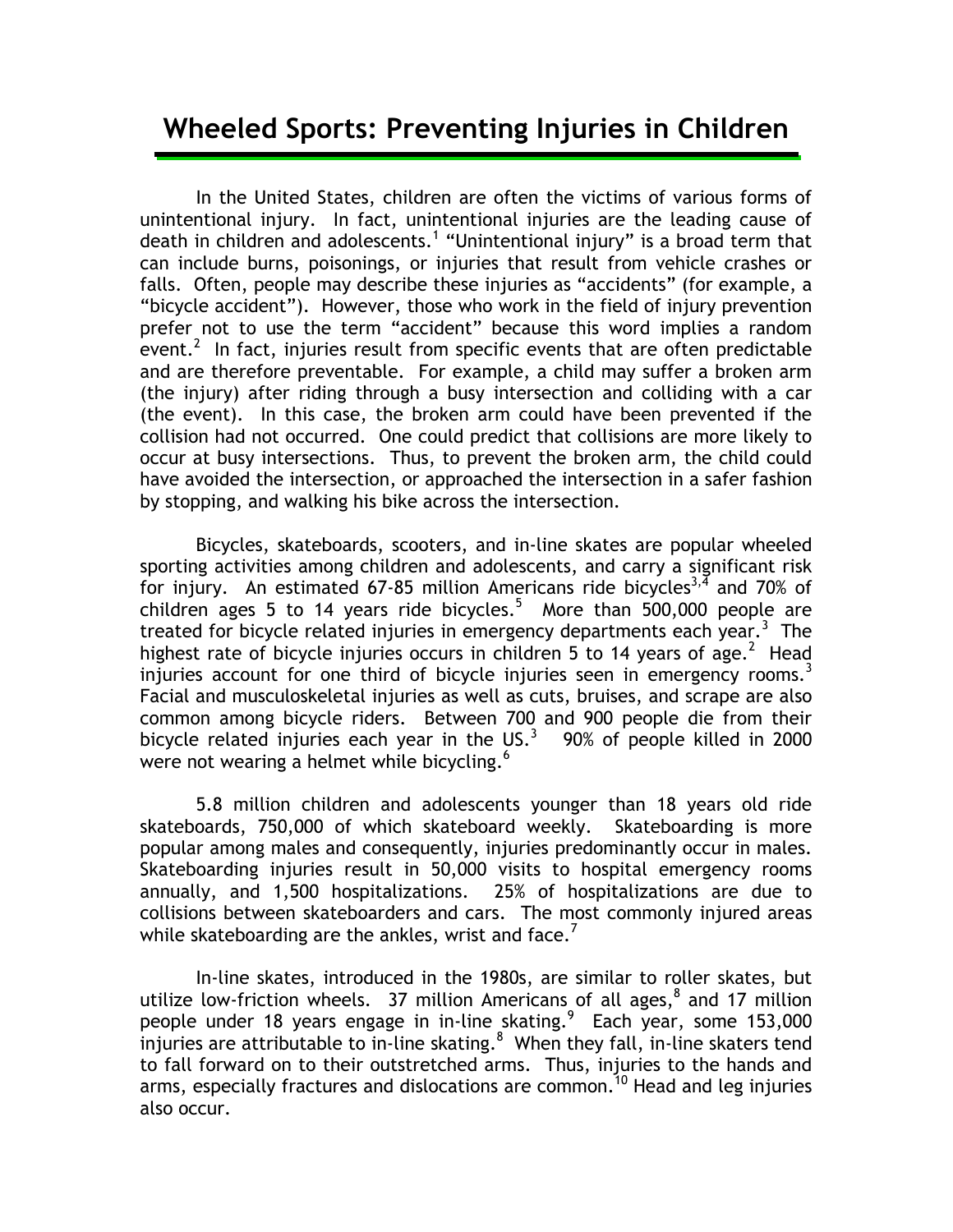# Wheeled Sports: Preventing Injuries in Children

In the United States, children are often the victims of various forms of unintentional injury. In fact, unintentional injuries are the leading cause of death in children and adolescents.[1] "Unintentional injury" is a broad term that can include burns, poisonings, or injuries that result from vehicle crashes or falls. Often, people may describe these injuries as "accidents" (for example, a "bicycle accident"). However, those who work in the field of injury prevention prefer not to use the term "accident" because this word implies a random event.[2] In fact, injuries result from specific events that are often predictable and are therefore preventable. For example, a child may suffer a broken arm (the injury) after riding through a busy intersection and colliding with a car (the event). In this case, the broken arm could have been prevented if the collision had not occurred. One could predict that collisions are more likely to occur at busy intersections. Thus, to prevent the broken arm, the child could have avoided the intersection, or approached the intersection in a safer fashion by stopping, and walking his bike across the intersection.

Bicycles, skateboards, scooters, and in-line skates are popular wheeled sporting activities among children and adolescents, and carry a significant risk for injury. An estimated 67-85 million Americans ride bicycles[3,4] and 70% of children ages 5 to 14 years ride bicycles.[5] More than 500,000 people are treated for bicycle related injuries in emergency departments each year.[3] The highest rate of bicycle injuries occurs in children 5 to 14 years of age.[2] Head injuries account for one third of bicycle injuries seen in emergency rooms.[3] Facial and musculoskeletal injuries as well as cuts, bruises, and scrape are also common among bicycle riders. Between 700 and 900 people die from their bicycle related injuries each year in the US.[3] 90% of people killed in 2000 were not wearing a helmet while bicycling.[6]

5.8 million children and adolescents younger than 18 years old ride skateboards, 750,000 of which skateboard weekly. Skateboarding is more popular among males and consequently, injuries predominantly occur in males. Skateboarding injuries result in 50,000 visits to hospital emergency rooms annually, and 1,500 hospitalizations. 25% of hospitalizations are due to collisions between skateboarders and cars. The most commonly injured areas while skateboarding are the ankles, wrist and face.[7]

In-line skates, introduced in the 1980s, are similar to roller skates, but utilize low-friction wheels. 37 million Americans of all ages,[8] and 17 million people under 18 years engage in in-line skating.[9] Each year, some 153,000 injuries are attributable to in-line skating.[8] When they fall, in-line skaters tend to fall forward on to their outstretched arms. Thus, injuries to the hands and arms, especially fractures and dislocations are common.[10] Head and leg injuries also occur.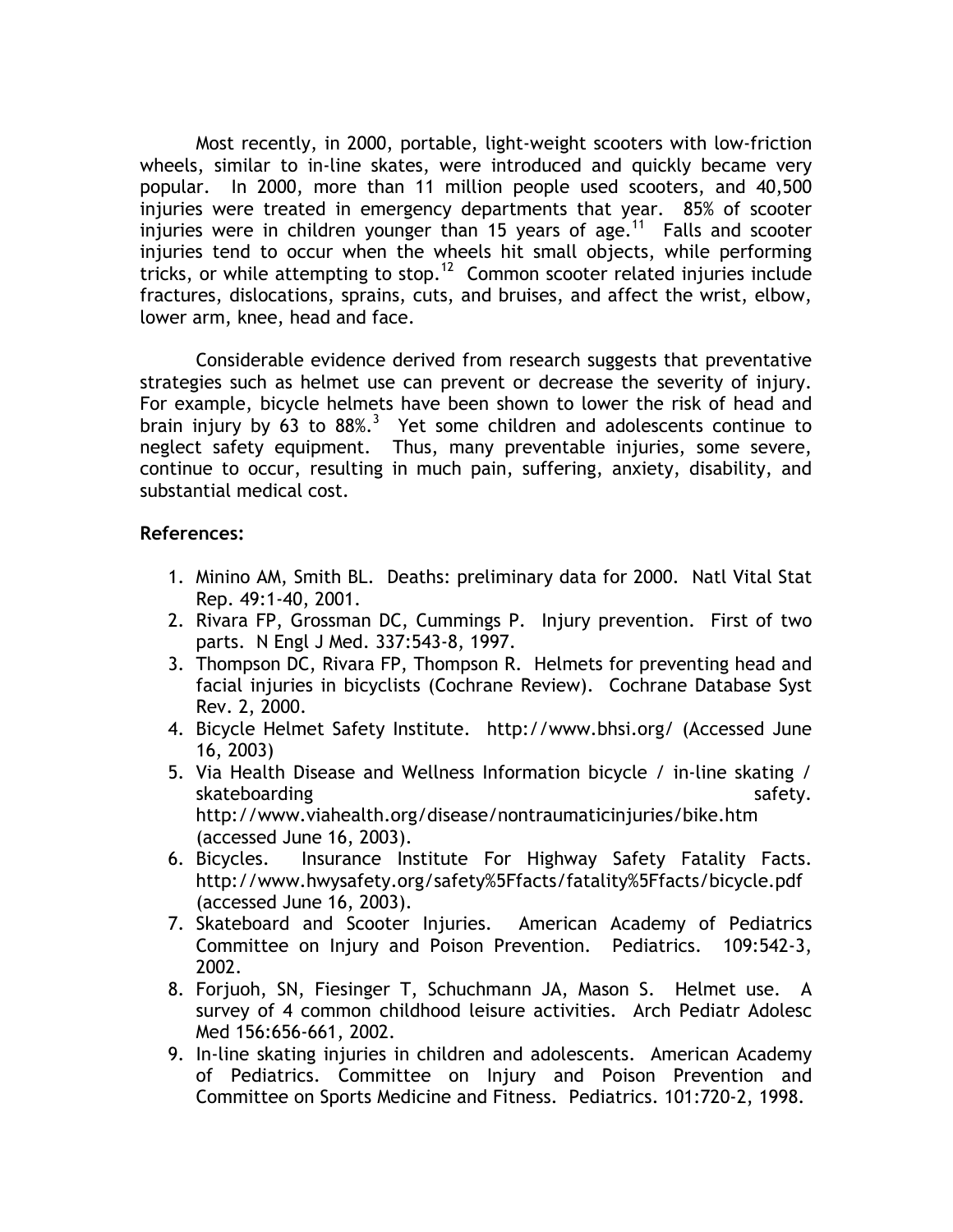Most recently, in 2000, portable, light-weight scooters with low-friction wheels, similar to in-line skates, were introduced and quickly became very popular. In 2000, more than 11 million people used scooters, and 40,500 injuries were treated in emergency departments that year. 85% of scooter injuries were in children younger than 15 years of age.[11] Falls and scooter injuries tend to occur when the wheels hit small objects, while performing tricks, or while attempting to stop.[12] Common scooter related injuries include fractures, dislocations, sprains, cuts, and bruises, and affect the wrist, elbow, lower arm, knee, head and face.

Considerable evidence derived from research suggests that preventative strategies such as helmet use can prevent or decrease the severity of injury. For example, bicycle helmets have been shown to lower the risk of head and brain injury by 63 to 88%.[3] Yet some children and adolescents continue to neglect safety equipment. Thus, many preventable injuries, some severe, continue to occur, resulting in much pain, suffering, anxiety, disability, and substantial medical cost.

**References:**

1. Minino AM, Smith BL. Deaths: preliminary data for 2000. Natl Vital Stat Rep. 49:1-40, 2001.
2. Rivara FP, Grossman DC, Cummings P. Injury prevention. First of two parts. N Engl J Med. 337:543-8, 1997.
3. Thompson DC, Rivara FP, Thompson R. Helmets for preventing head and facial injuries in bicyclists (Cochrane Review). Cochrane Database Syst Rev. 2, 2000.
4. Bicycle Helmet Safety Institute. http://www.bhsi.org/ (Accessed June 16, 2003)
5. Via Health Disease and Wellness Information bicycle / in-line skating / skateboarding safety. http://www.viahealth.org/disease/nontraumaticinjuries/bike.htm (accessed June 16, 2003).
6. Bicycles. Insurance Institute For Highway Safety Fatality Facts. http://www.hwysafety.org/safety%5Ffacts/fatality%5Ffacts/bicycle.pdf (accessed June 16, 2003).
7. Skateboard and Scooter Injuries. American Academy of Pediatrics Committee on Injury and Poison Prevention. Pediatrics. 109:542-3, 2002.
8. Forjuoh, SN, Fiesinger T, Schuchmann JA, Mason S. Helmet use. A survey of 4 common childhood leisure activities. Arch Pediatr Adolesc Med 156:656-661, 2002.
9. In-line skating injuries in children and adolescents. American Academy of Pediatrics. Committee on Injury and Poison Prevention and Committee on Sports Medicine and Fitness. Pediatrics. 101:720-2, 1998.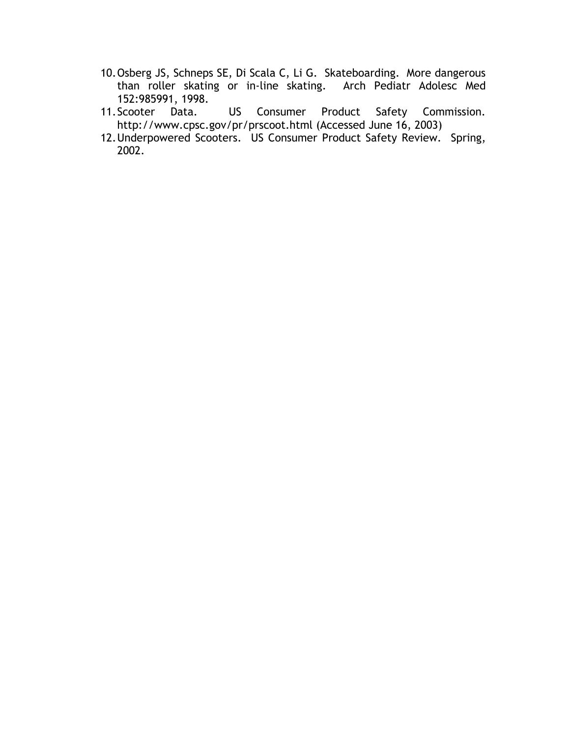10. Osberg JS, Schneps SE, Di Scala C, Li G. Skateboarding. More dangerous than roller skating or in-line skating. Arch Pediatr Adolesc Med 152:985991, 1998.
11. Scooter Data. US Consumer Product Safety Commission. http://www.cpsc.gov/pr/prscoot.html (Accessed June 16, 2003)
12. Underpowered Scooters. US Consumer Product Safety Review. Spring, 2002.